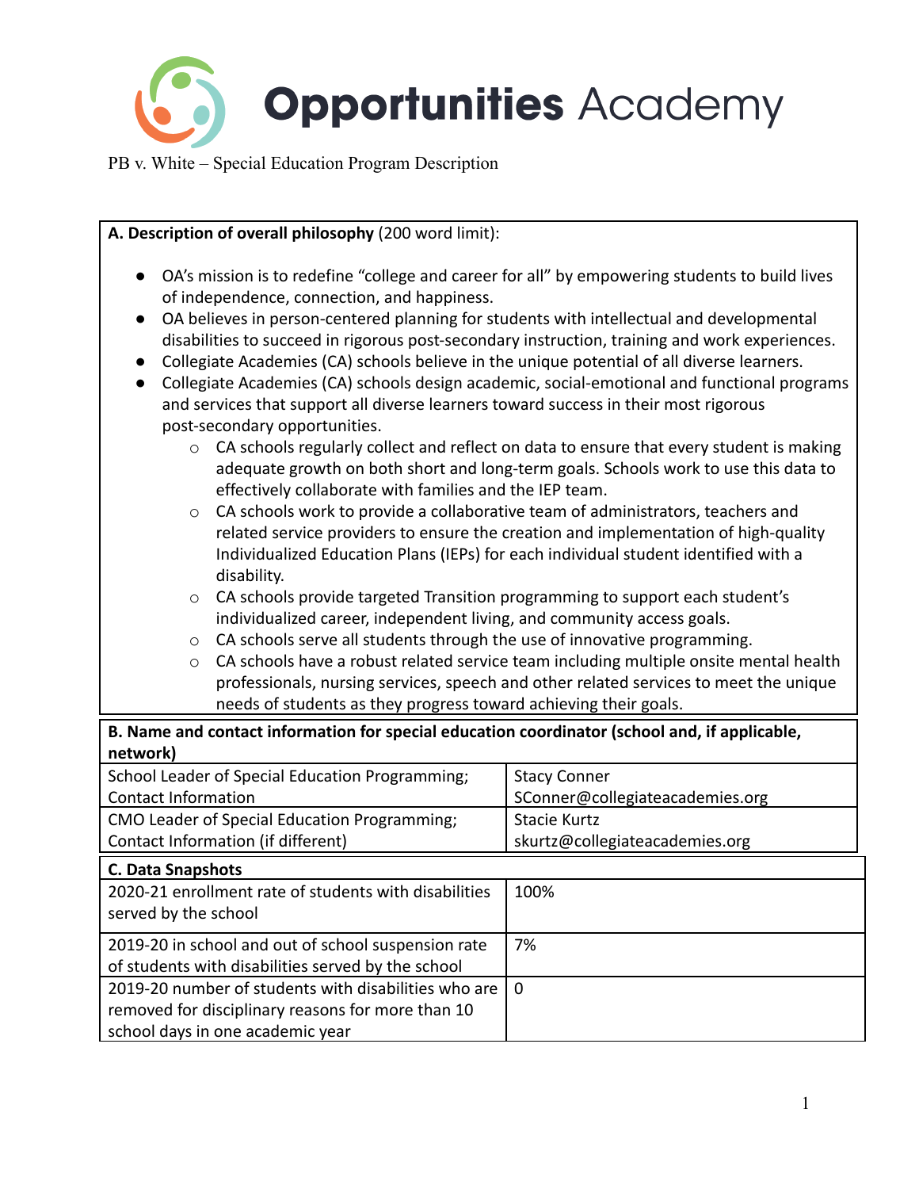# Opportunities Academy

PB v. White – Special Education Program Description

**A. Description of overall philosophy** (200 word limit):

- OA's mission is to redefine "college and career for all" by empowering students to build lives of independence, connection, and happiness.
- OA believes in person-centered planning for students with intellectual and developmental disabilities to succeed in rigorous post-secondary instruction, training and work experiences.
- Collegiate Academies (CA) schools believe in the unique potential of all diverse learners.
- Collegiate Academies (CA) schools design academic, social-emotional and functional programs and services that support all diverse learners toward success in their most rigorous post-secondary opportunities.
    - CA schools regularly collect and reflect on data to ensure that every student is making adequate growth on both short and long-term goals. Schools work to use this data to effectively collaborate with families and the IEP team.
    - CA schools work to provide a collaborative team of administrators, teachers and related service providers to ensure the creation and implementation of high-quality Individualized Education Plans (IEPs) for each individual student identified with a disability.
    - CA schools provide targeted Transition programming to support each student's individualized career, independent living, and community access goals.
    - CA schools serve all students through the use of innovative programming.
    - CA schools have a robust related service team including multiple onsite mental health professionals, nursing services, speech and other related services to meet the unique needs of students as they progress toward achieving their goals.

| **B. Name and contact information for special education coordinator (school and, if applicable, network)** | |
|---|---|
| School Leader of Special Education Programming; Contact Information | Stacy Conner SConner@collegiateacademies.org |
| CMO Leader of Special Education Programming; Contact Information (if different) | Stacie Kurtz skurtz@collegiateacademies.org |

| **C. Data Snapshots** | |
|---|---|
| 2020-21 enrollment rate of students with disabilities served by the school | 100% |
| 2019-20 in school and out of school suspension rate of students with disabilities served by the school | 7% |
| 2019-20 number of students with disabilities who are removed for disciplinary reasons for more than 10 school days in one academic year | 0 |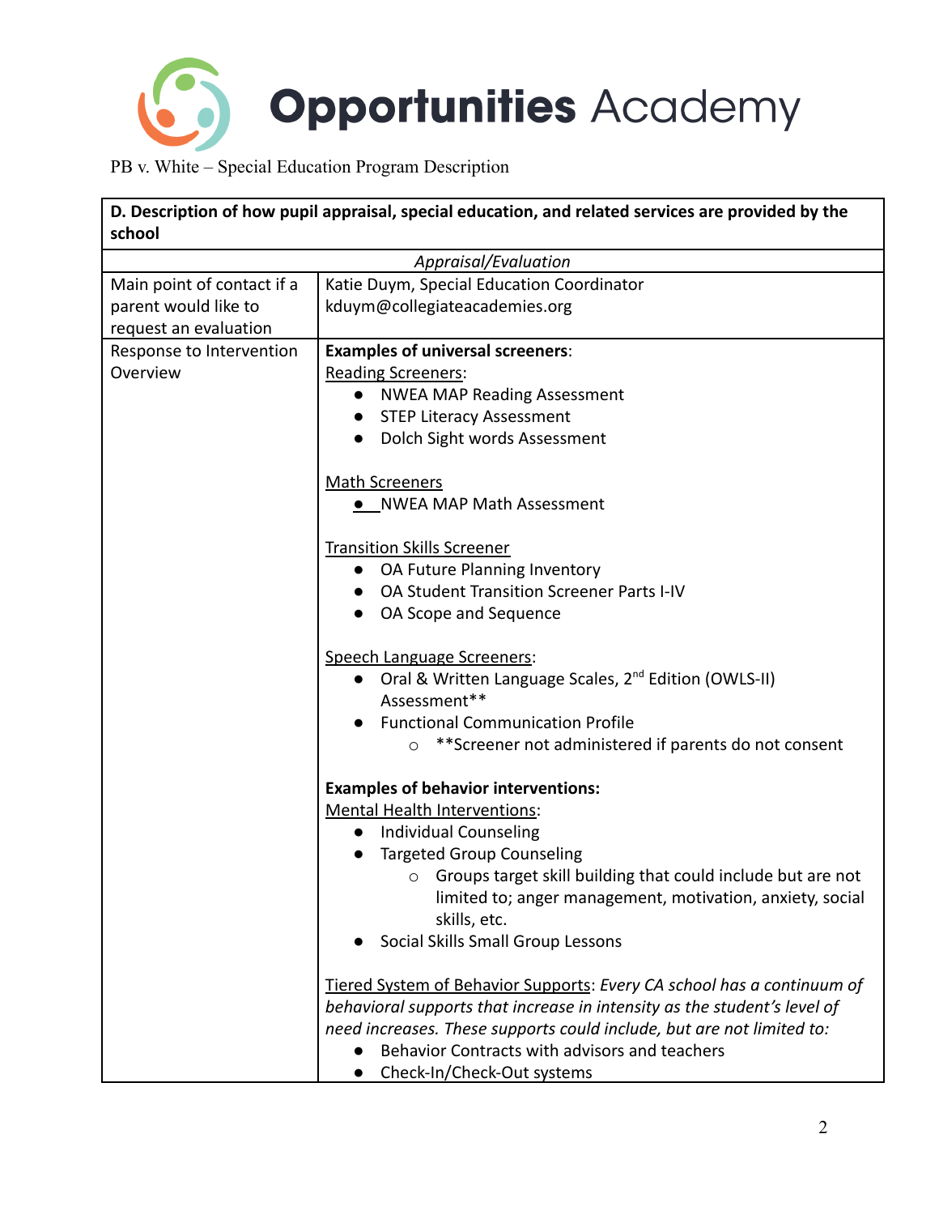PB v. White – Special Education Program Description

| D. Description of how pupil appraisal, special education, and related services are provided by the school | |
|---|---|
| *Appraisal/Evaluation* | |
| Main point of contact if a parent would like to request an evaluation | Katie Duym, Special Education Coordinator<br>kduym@collegiateacademies.org |
| Response to Intervention Overview | **Examples of universal screeners**:<br>Reading Screeners:<br>● NWEA MAP Reading Assessment<br>● STEP Literacy Assessment<br>● Dolch Sight words Assessment<br><br>Math Screeners<br>● NWEA MAP Math Assessment<br><br>Transition Skills Screener<br>● OA Future Planning Inventory<br>● OA Student Transition Screener Parts I-IV<br>● OA Scope and Sequence<br><br>Speech Language Screeners:<br>● Oral & Written Language Scales, 2nd Edition (OWLS-II) Assessment**<br>● Functional Communication Profile<br>○ **Screener not administered if parents do not consent<br><br>**Examples of behavior interventions:**<br>Mental Health Interventions:<br>● Individual Counseling<br>● Targeted Group Counseling<br>○ Groups target skill building that could include but are not limited to; anger management, motivation, anxiety, social skills, etc.<br>● Social Skills Small Group Lessons<br><br>Tiered System of Behavior Supports: *Every CA school has a continuum of behavioral supports that increase in intensity as the student's level of need increases. These supports could include, but are not limited to:*<br>● Behavior Contracts with advisors and teachers<br>● Check-In/Check-Out systems |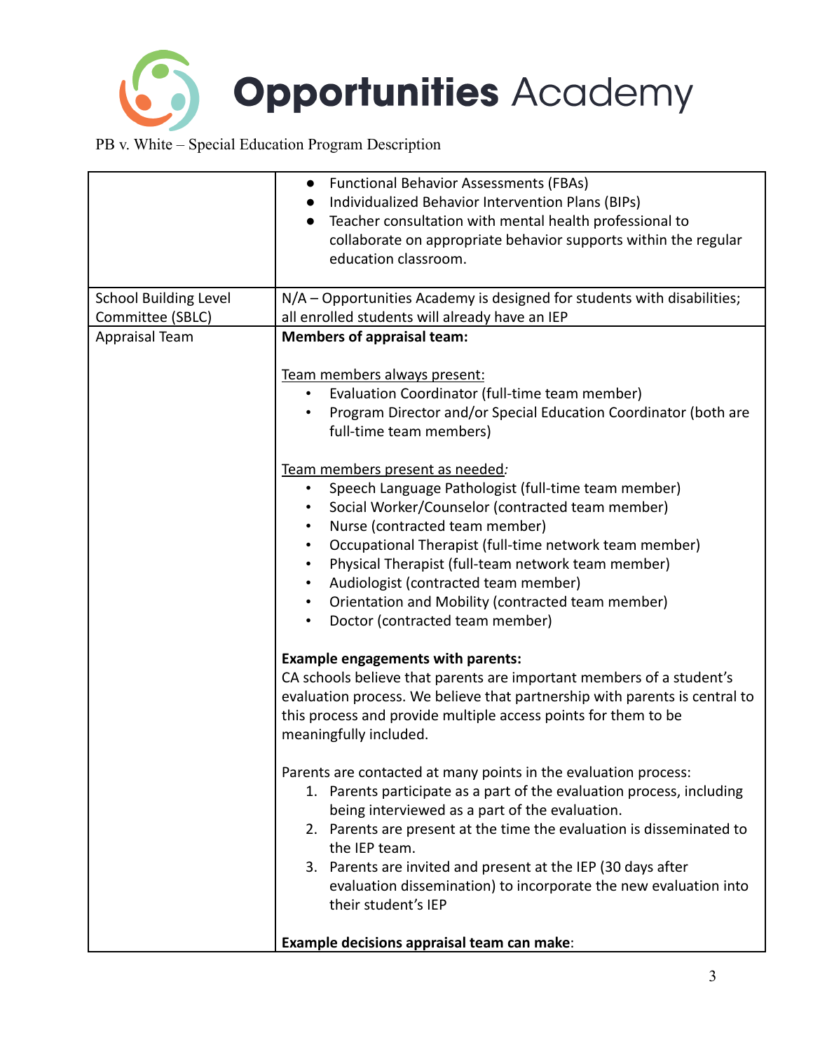| | |
|---|---|
| | • Functional Behavior Assessments (FBAs)<br>• Individualized Behavior Intervention Plans (BIPs)<br>• Teacher consultation with mental health professional to collaborate on appropriate behavior supports within the regular education classroom. |
| School Building Level Committee (SBLC) | N/A – Opportunities Academy is designed for students with disabilities; all enrolled students will already have an IEP |
| Appraisal Team | **Members of appraisal team:**<br><br>Team members always present:<br>• Evaluation Coordinator (full-time team member)<br>• Program Director and/or Special Education Coordinator (both are full-time team members)<br><br>Team members present as needed:<br>• Speech Language Pathologist (full-time team member)<br>• Social Worker/Counselor (contracted team member)<br>• Nurse (contracted team member)<br>• Occupational Therapist (full-time network team member)<br>• Physical Therapist (full-team network team member)<br>• Audiologist (contracted team member)<br>• Orientation and Mobility (contracted team member)<br>• Doctor (contracted team member)<br><br>**Example engagements with parents:**<br>CA schools believe that parents are important members of a student's evaluation process. We believe that partnership with parents is central to this process and provide multiple access points for them to be meaningfully included.<br><br>Parents are contacted at many points in the evaluation process:<br>1. Parents participate as a part of the evaluation process, including being interviewed as a part of the evaluation.<br>2. Parents are present at the time the evaluation is disseminated to the IEP team.<br>3. Parents are invited and present at the IEP (30 days after evaluation dissemination) to incorporate the new evaluation into their student's IEP<br><br>**Example decisions appraisal team can make**: |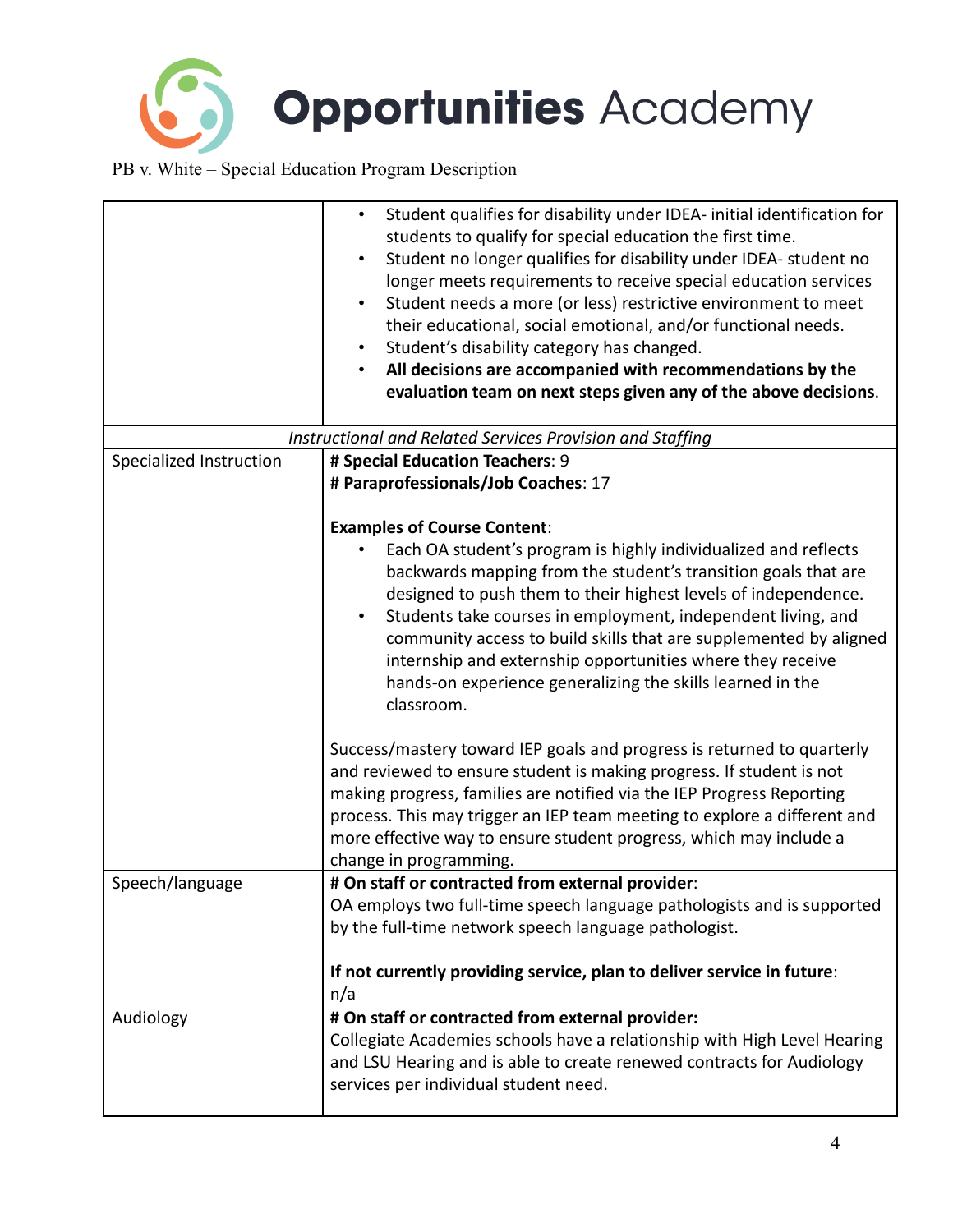| | |
|---|---|
| | • Student qualifies for disability under IDEA- initial identification for students to qualify for special education the first time.<br>• Student no longer qualifies for disability under IDEA- student no longer meets requirements to receive special education services<br>• Student needs a more (or less) restrictive environment to meet their educational, social emotional, and/or functional needs.<br>• Student's disability category has changed.<br>• **All decisions are accompanied with recommendations by the evaluation team on next steps given any of the above decisions**. |
| *Instructional and Related Services Provision and Staffing* | |
| Specialized Instruction | **# Special Education Teachers**: 9<br>**# Paraprofessionals/Job Coaches**: 17<br><br>**Examples of Course Content**:<br>• Each OA student's program is highly individualized and reflects backwards mapping from the student's transition goals that are designed to push them to their highest levels of independence.<br>• Students take courses in employment, independent living, and community access to build skills that are supplemented by aligned internship and externship opportunities where they receive hands-on experience generalizing the skills learned in the classroom.<br><br>Success/mastery toward IEP goals and progress is returned to quarterly and reviewed to ensure student is making progress. If student is not making progress, families are notified via the IEP Progress Reporting process. This may trigger an IEP team meeting to explore a different and more effective way to ensure student progress, which may include a change in programming. |
| Speech/language | **# On staff or contracted from external provider**:<br>OA employs two full-time speech language pathologists and is supported by the full-time network speech language pathologist.<br><br>**If not currently providing service, plan to deliver service in future**:<br>n/a |
| Audiology | **# On staff or contracted from external provider:**<br>Collegiate Academies schools have a relationship with High Level Hearing and LSU Hearing and is able to create renewed contracts for Audiology services per individual student need. |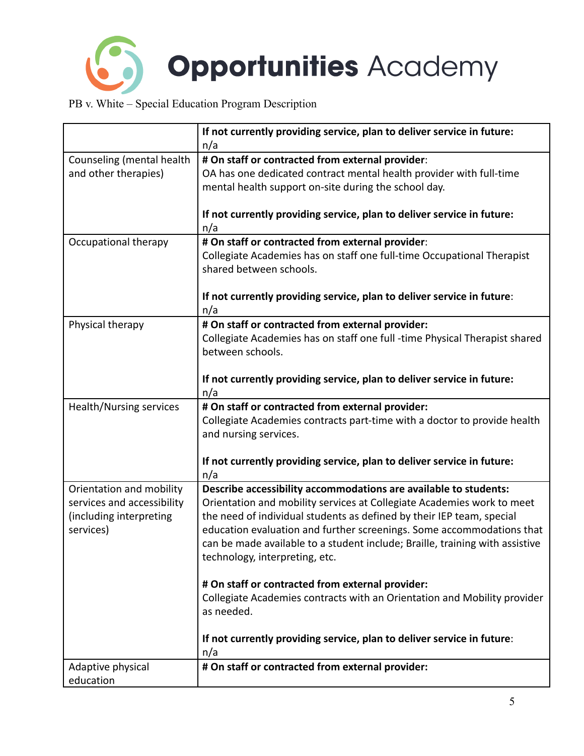Opportunities Academy

PB v. White – Special Education Program Description

| | |
|---|---|
| | **If not currently providing service, plan to deliver service in future:** n/a |
| Counseling (mental health and other therapies) | **# On staff or contracted from external provider**: OA has one dedicated contract mental health provider with full-time mental health support on-site during the school day. <br><br> **If not currently providing service, plan to deliver service in future:** n/a |
| Occupational therapy | **# On staff or contracted from external provider**: Collegiate Academies has on staff one full-time Occupational Therapist shared between schools. <br><br> **If not currently providing service, plan to deliver service in future**: n/a |
| Physical therapy | **# On staff or contracted from external provider:** Collegiate Academies has on staff one full -time Physical Therapist shared between schools. <br><br> **If not currently providing service, plan to deliver service in future:** n/a |
| Health/Nursing services | **# On staff or contracted from external provider:** Collegiate Academies contracts part-time with a doctor to provide health and nursing services. <br><br> **If not currently providing service, plan to deliver service in future:** n/a |
| Orientation and mobility services and accessibility (including interpreting services) | **Describe accessibility accommodations are available to students:** Orientation and mobility services at Collegiate Academies work to meet the need of individual students as defined by their IEP team, special education evaluation and further screenings. Some accommodations that can be made available to a student include; Braille, training with assistive technology, interpreting, etc. <br><br> **# On staff or contracted from external provider:** Collegiate Academies contracts with an Orientation and Mobility provider as needed. <br><br> **If not currently providing service, plan to deliver service in future**: n/a |
| Adaptive physical education | **# On staff or contracted from external provider:** |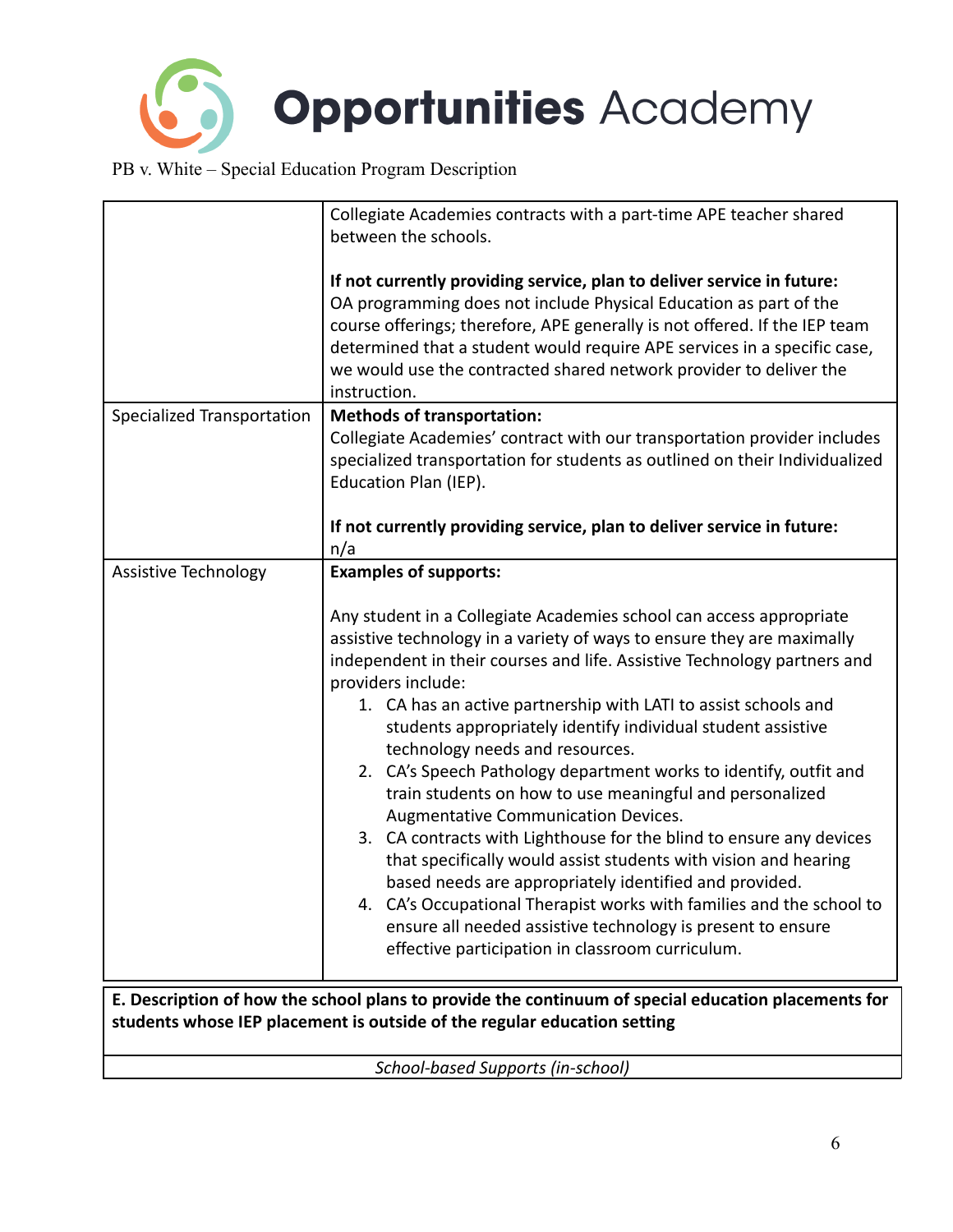| | |
|---|---|
| | Collegiate Academies contracts with a part-time APE teacher shared between the schools.<br><br>**If not currently providing service, plan to deliver service in future:** OA programming does not include Physical Education as part of the course offerings; therefore, APE generally is not offered. If the IEP team determined that a student would require APE services in a specific case, we would use the contracted shared network provider to deliver the instruction. |
| Specialized Transportation | **Methods of transportation:**<br>Collegiate Academies' contract with our transportation provider includes specialized transportation for students as outlined on their Individualized Education Plan (IEP).<br><br>**If not currently providing service, plan to deliver service in future:**<br>n/a |
| Assistive Technology | **Examples of supports:**<br><br>Any student in a Collegiate Academies school can access appropriate assistive technology in a variety of ways to ensure they are maximally independent in their courses and life. Assistive Technology partners and providers include:<br>1. CA has an active partnership with LATI to assist schools and students appropriately identify individual student assistive technology needs and resources.<br>2. CA's Speech Pathology department works to identify, outfit and train students on how to use meaningful and personalized Augmentative Communication Devices.<br>3. CA contracts with Lighthouse for the blind to ensure any devices that specifically would assist students with vision and hearing based needs are appropriately identified and provided.<br>4. CA's Occupational Therapist works with families and the school to ensure all needed assistive technology is present to ensure effective participation in classroom curriculum. |

| **E. Description of how the school plans to provide the continuum of special education placements for students whose IEP placement is outside of the regular education setting** |
|---|
| *School-based Supports (in-school)* |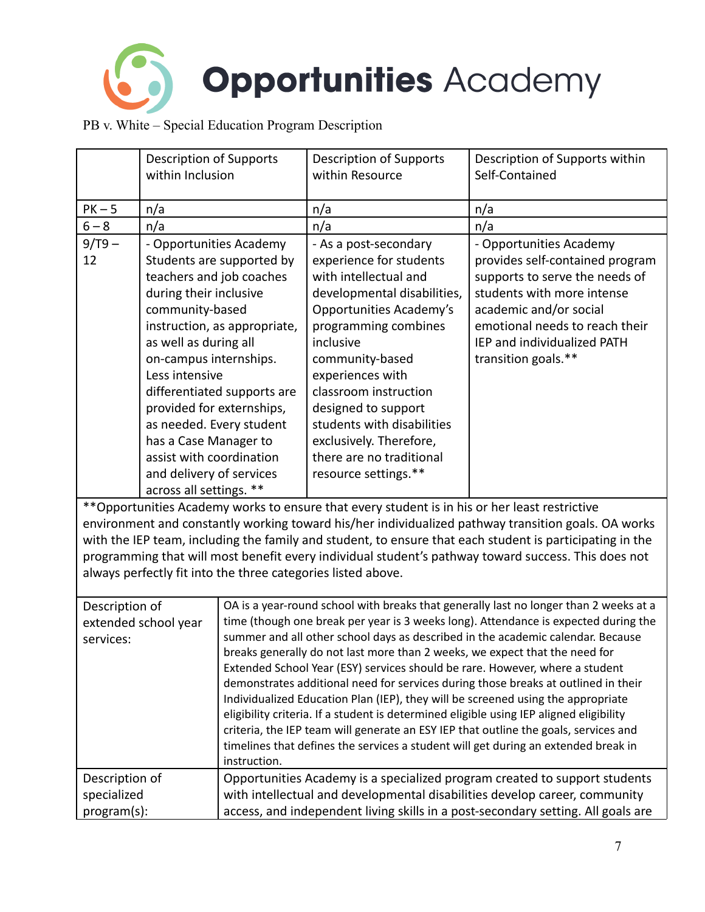# Opportunities Academy

PB v. White – Special Education Program Description

| | Description of Supports within Inclusion | Description of Supports within Resource | Description of Supports within Self-Contained |
|---|---|---|---|
| PK – 5 | n/a | n/a | n/a |
| 6 – 8 | n/a | n/a | n/a |
| 9/T9 – 12 | - Opportunities Academy Students are supported by teachers and job coaches during their inclusive community-based instruction, as appropriate, as well as during all on-campus internships. Less intensive differentiated supports are provided for externships, as needed. Every student has a Case Manager to assist with coordination and delivery of services across all settings. ** | - As a post-secondary experience for students with intellectual and developmental disabilities, Opportunities Academy's programming combines inclusive community-based experiences with classroom instruction designed to support students with disabilities exclusively. Therefore, there are no traditional resource settings.** | - Opportunities Academy provides self-contained program supports to serve the needs of students with more intense academic and/or social emotional needs to reach their IEP and individualized PATH transition goals.** |

**Opportunities Academy works to ensure that every student is in his or her least restrictive environment and constantly working toward his/her individualized pathway transition goals. OA works with the IEP team, including the family and student, to ensure that each student is participating in the programming that will most benefit every individual student's pathway toward success. This does not always perfectly fit into the three categories listed above.

| | |
|---|---|
| Description of extended school year services: | OA is a year-round school with breaks that generally last no longer than 2 weeks at a time (though one break per year is 3 weeks long). Attendance is expected during the summer and all other school days as described in the academic calendar. Because breaks generally do not last more than 2 weeks, we expect that the need for Extended School Year (ESY) services should be rare. However, where a student demonstrates additional need for services during those breaks at outlined in their Individualized Education Plan (IEP), they will be screened using the appropriate eligibility criteria. If a student is determined eligible using IEP aligned eligibility criteria, the IEP team will generate an ESY IEP that outline the goals, services and timelines that defines the services a student will get during an extended break in instruction. |
| Description of specialized program(s): | Opportunities Academy is a specialized program created to support students with intellectual and developmental disabilities develop career, community access, and independent living skills in a post-secondary setting. All goals are |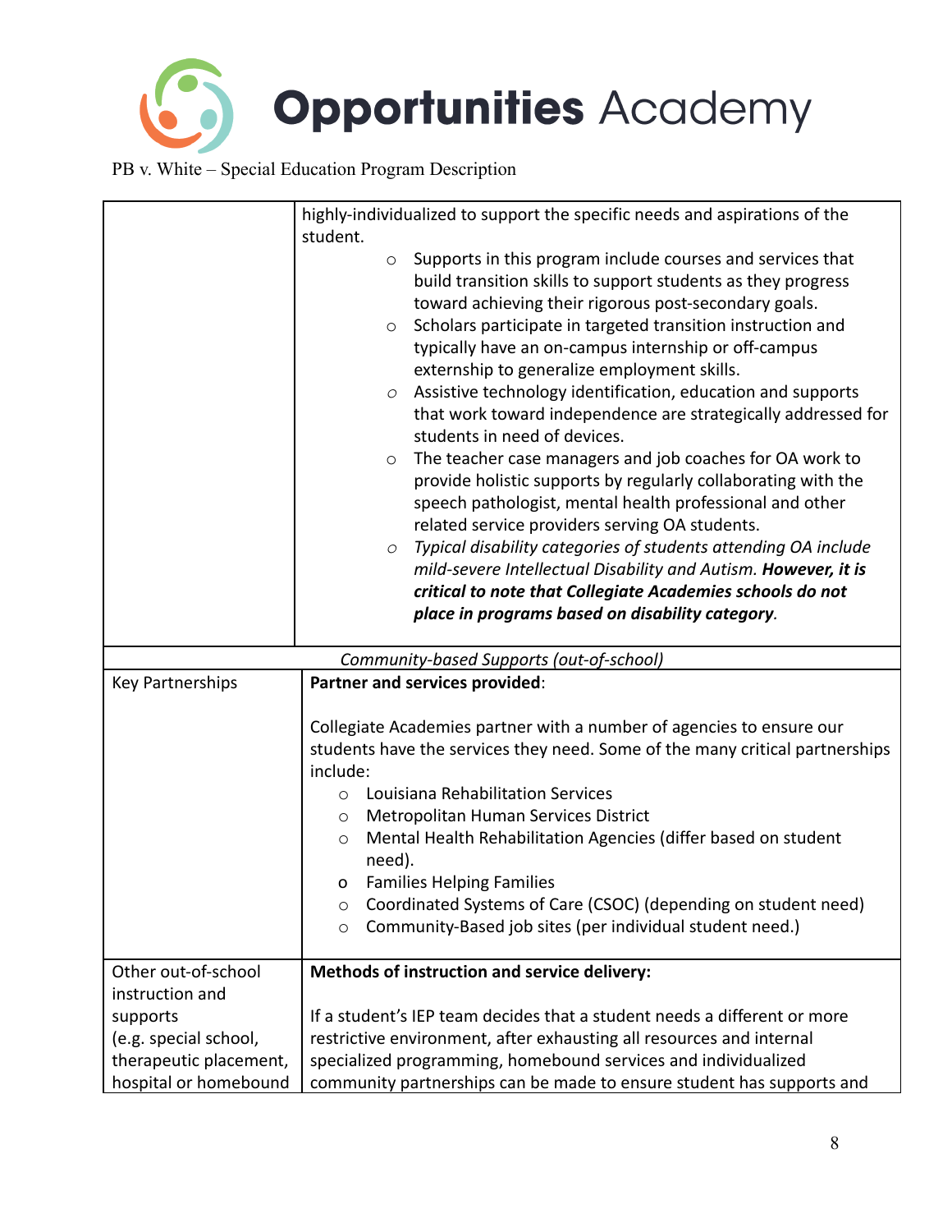| | |
|---|---|
| | highly-individualized to support the specific needs and aspirations of the student.<br>○ Supports in this program include courses and services that build transition skills to support students as they progress toward achieving their rigorous post-secondary goals.<br>○ Scholars participate in targeted transition instruction and typically have an on-campus internship or off-campus externship to generalize employment skills.<br>○ Assistive technology identification, education and supports that work toward independence are strategically addressed for students in need of devices.<br>○ The teacher case managers and job coaches for OA work to provide holistic supports by regularly collaborating with the speech pathologist, mental health professional and other related service providers serving OA students.<br>○ *Typical disability categories of students attending OA include mild-severe Intellectual Disability and Autism.* ***However, it is critical to note that Collegiate Academies schools do not place in programs based on disability category***. |
| *Community-based Supports (out-of-school)* | |
| Key Partnerships | **Partner and services provided**:<br><br>Collegiate Academies partner with a number of agencies to ensure our students have the services they need. Some of the many critical partnerships include:<br>○ Louisiana Rehabilitation Services<br>○ Metropolitan Human Services District<br>○ Mental Health Rehabilitation Agencies (differ based on student need).<br>o Families Helping Families<br>○ Coordinated Systems of Care (CSOC) (depending on student need)<br>○ Community-Based job sites (per individual student need.) |
| Other out-of-school instruction and supports (e.g. special school, therapeutic placement, hospital or homebound | **Methods of instruction and service delivery:**<br><br>If a student's IEP team decides that a student needs a different or more restrictive environment, after exhausting all resources and internal specialized programming, homebound services and individualized community partnerships can be made to ensure student has supports and |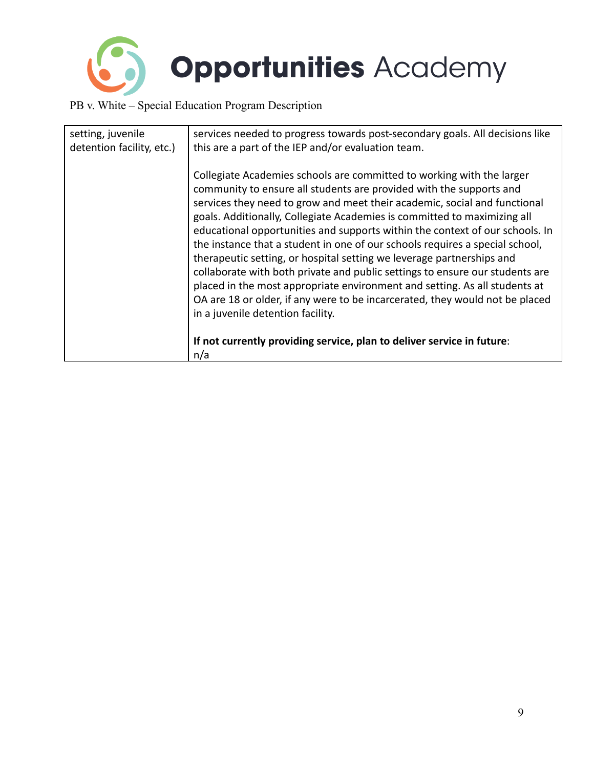| | |
|---|---|
| setting, juvenile detention facility, etc.) | services needed to progress towards post-secondary goals. All decisions like this are a part of the IEP and/or evaluation team.<br><br>Collegiate Academies schools are committed to working with the larger community to ensure all students are provided with the supports and services they need to grow and meet their academic, social and functional goals. Additionally, Collegiate Academies is committed to maximizing all educational opportunities and supports within the context of our schools. In the instance that a student in one of our schools requires a special school, therapeutic setting, or hospital setting we leverage partnerships and collaborate with both private and public settings to ensure our students are placed in the most appropriate environment and setting. As all students at OA are 18 or older, if any were to be incarcerated, they would not be placed in a juvenile detention facility.<br><br>**If not currently providing service, plan to deliver service in future**:<br>n/a |